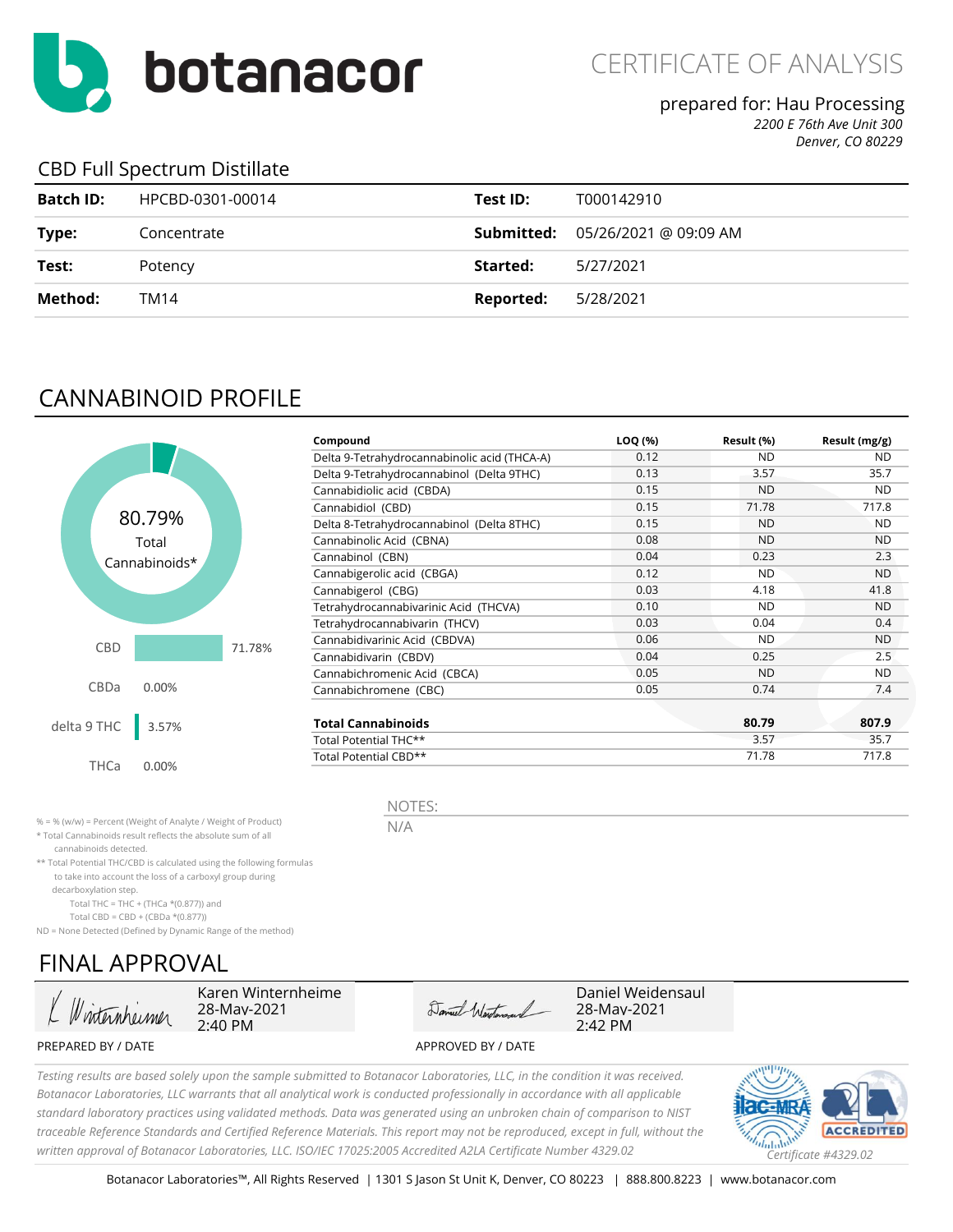# botanacor

# CERTIFICATE OF ANALYSIS

prepared for: Hau Processing
*2200 E 76th Ave Unit 300*
*Denver, CO 80229*

## CBD Full Spectrum Distillate

| | | | |
|---|---|---|---|
| **Batch ID:** | HPCBD-0301-00014 | **Test ID:** | T000142910 |
| **Type:** | Concentrate | **Submitted:** | 05/26/2021 @ 09:09 AM |
| **Test:** | Potency | **Started:** | 5/27/2021 |
| **Method:** | TM14 | **Reported:** | 5/28/2021 |

## CANNABINOID PROFILE

80.79% Total Cannabinoids*

| | |
|---|---|
| CBD | 71.78% |
| CBDa | 0.00% |
| delta 9 THC | 3.57% |
| THCa | 0.00% |

| Compound | LOQ (%) | Result (%) | Result (mg/g) |
|---|---|---|---|
| Delta 9-Tetrahydrocannabinolic acid (THCA-A) | 0.12 | ND | ND |
| Delta 9-Tetrahydrocannabinol (Delta 9THC) | 0.13 | 3.57 | 35.7 |
| Cannabidiolic acid (CBDA) | 0.15 | ND | ND |
| Cannabidiol (CBD) | 0.15 | 71.78 | 717.8 |
| Delta 8-Tetrahydrocannabinol (Delta 8THC) | 0.15 | ND | ND |
| Cannabinolic Acid (CBNA) | 0.08 | ND | ND |
| Cannabinol (CBN) | 0.04 | 0.23 | 2.3 |
| Cannabigerolic acid (CBGA) | 0.12 | ND | ND |
| Cannabigerol (CBG) | 0.03 | 4.18 | 41.8 |
| Tetrahydrocannabivarinic Acid (THCVA) | 0.10 | ND | ND |
| Tetrahydrocannabivarin (THCV) | 0.03 | 0.04 | 0.4 |
| Cannabidivarinic Acid (CBDVA) | 0.06 | ND | ND |
| Cannabidivarin (CBDV) | 0.04 | 0.25 | 2.5 |
| Cannabichromenic Acid (CBCA) | 0.05 | ND | ND |
| Cannabichromene (CBC) | 0.05 | 0.74 | 7.4 |
| **Total Cannabinoids** | | **80.79** | **807.9** |
| Total Potential THC** | | 3.57 | 35.7 |
| Total Potential CBD** | | 71.78 | 717.8 |

% = % (w/w) = Percent (Weight of Analyte / Weight of Product)
* Total Cannabinoids result reflects the absolute sum of all cannabinoids detected.
** Total Potential THC/CBD is calculated using the following formulas to take into account the loss of a carboxyl group during decarboxylation step.
Total THC = THC + (THCa *(0.877)) and
Total CBD = CBD + (CBDa *(0.877))
ND = None Detected (Defined by Dynamic Range of the method)

NOTES:
N/A

## FINAL APPROVAL

Karen Winternheime
28-May-2021
2:40 PM

PREPARED BY / DATE

Daniel Weidensaul
28-May-2021
2:42 PM

APPROVED BY / DATE

*Testing results are based solely upon the sample submitted to Botanacor Laboratories, LLC, in the condition it was received. Botanacor Laboratories, LLC warrants that all analytical work is conducted professionally in accordance with all applicable standard laboratory practices using validated methods. Data was generated using an unbroken chain of comparison to NIST traceable Reference Standards and Certified Reference Materials. This report may not be reproduced, except in full, without the written approval of Botanacor Laboratories, LLC. ISO/IEC 17025:2005 Accredited A2LA Certificate Number 4329.02*

ACCREDITED
*Certificate #4329.02*

Botanacor Laboratories™, All Rights Reserved | 1301 S Jason St Unit K, Denver, CO 80223 | 888.800.8223 | www.botanacor.com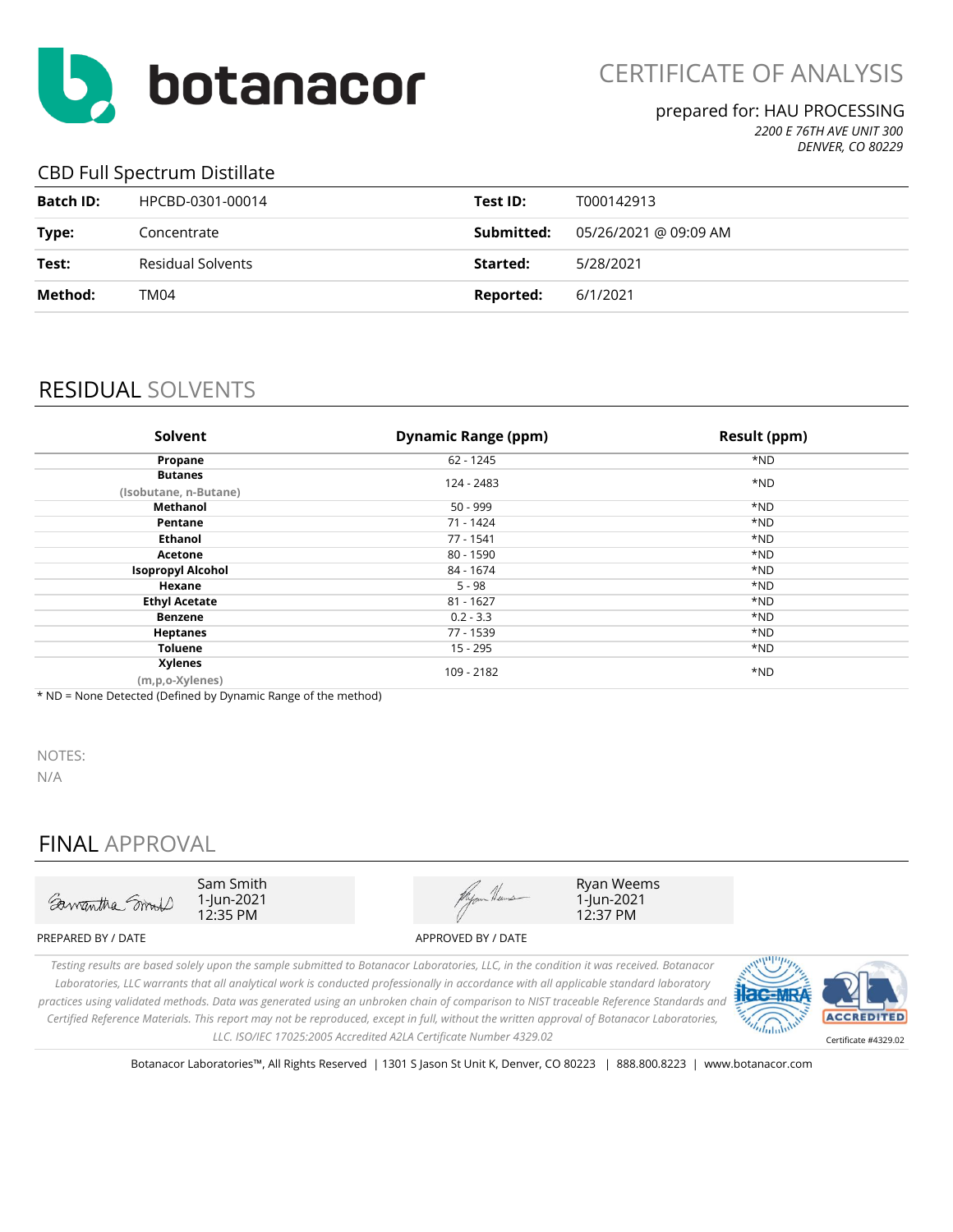# botanacor

## CERTIFICATE OF ANALYSIS

prepared for: HAU PROCESSING
*2200 E 76TH AVE UNIT 300*
*DENVER, CO 80229*

### CBD Full Spectrum Distillate

| | | | |
|---|---|---|---|
| **Batch ID:** | HPCBD-0301-00014 | **Test ID:** | T000142913 |
| **Type:** | Concentrate | **Submitted:** | 05/26/2021 @ 09:09 AM |
| **Test:** | Residual Solvents | **Started:** | 5/28/2021 |
| **Method:** | TM04 | **Reported:** | 6/1/2021 |

## RESIDUAL SOLVENTS

| Solvent | Dynamic Range (ppm) | Result (ppm) |
|---|---|---|
| **Propane** | 62 - 1245 | *ND |
| **Butanes** (Isobutane, n-Butane) | 124 - 2483 | *ND |
| **Methanol** | 50 - 999 | *ND |
| **Pentane** | 71 - 1424 | *ND |
| **Ethanol** | 77 - 1541 | *ND |
| **Acetone** | 80 - 1590 | *ND |
| **Isopropyl Alcohol** | 84 - 1674 | *ND |
| **Hexane** | 5 - 98 | *ND |
| **Ethyl Acetate** | 81 - 1627 | *ND |
| **Benzene** | 0.2 - 3.3 | *ND |
| **Heptanes** | 77 - 1539 | *ND |
| **Toluene** | 15 - 295 | *ND |
| **Xylenes** (m,p,o-Xylenes) | 109 - 2182 | *ND |

* ND = None Detected (Defined by Dynamic Range of the method)

NOTES:
N/A

## FINAL APPROVAL

| PREPARED BY / DATE | APPROVED BY / DATE |
|---|---|
| Sam Smith, 1-Jun-2021 12:35 PM | Ryan Weems, 1-Jun-2021 12:37 PM |

*Testing results are based solely upon the sample submitted to Botanacor Laboratories, LLC, in the condition it was received. Botanacor Laboratories, LLC warrants that all analytical work is conducted professionally in accordance with all applicable standard laboratory practices using validated methods. Data was generated using an unbroken chain of comparison to NIST traceable Reference Standards and Certified Reference Materials. This report may not be reproduced, except in full, without the written approval of Botanacor Laboratories, LLC. ISO/IEC 17025:2005 Accredited A2LA Certificate Number 4329.02*

Certificate #4329.02

Botanacor Laboratories™, All Rights Reserved | 1301 S Jason St Unit K, Denver, CO 80223 | 888.800.8223 | www.botanacor.com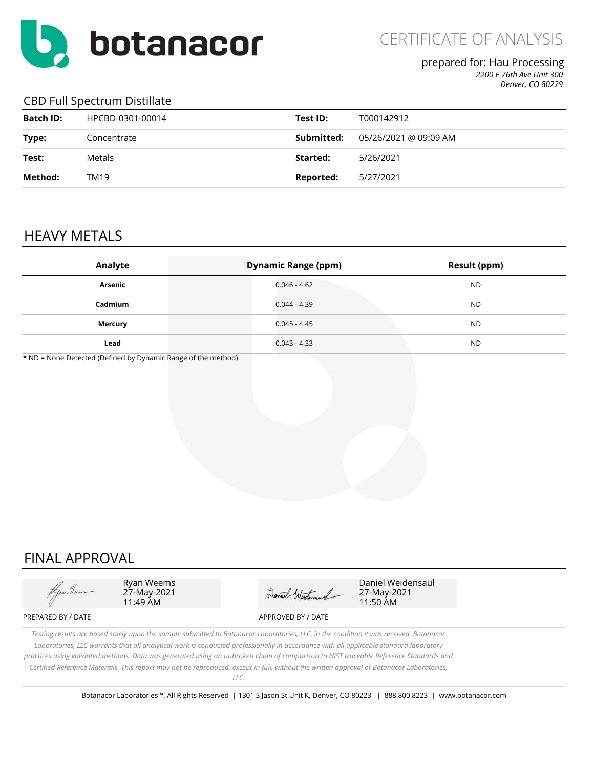botanacor

# CERTIFICATE OF ANALYSIS

prepared for: Hau Processing
*2200 E 76th Ave Unit 300*
*Denver, CO 80229*

## CBD Full Spectrum Distillate

| **Batch ID:** | HPCBD-0301-00014 | **Test ID:** | T000142912 |
|---|---|---|---|
| **Type:** | Concentrate | **Submitted:** | 05/26/2021 @ 09:09 AM |
| **Test:** | Metals | **Started:** | 5/26/2021 |
| **Method:** | TM19 | **Reported:** | 5/27/2021 |

## HEAVY METALS

| Analyte | Dynamic Range (ppm) | Result (ppm) |
|---|---|---|
| **Arsenic** | 0.046 - 4.62 | ND |
| **Cadmium** | 0.044 - 4.39 | ND |
| **Mercury** | 0.045 - 4.45 | ND |
| **Lead** | 0.043 - 4.33 | ND |

* ND = None Detected (Defined by Dynamic Range of the method)

## FINAL APPROVAL

Ryan Weems
27-May-2021
11:49 AM

PREPARED BY / DATE

Daniel Weidensaul
27-May-2021
11:50 AM

APPROVED BY / DATE

*Testing results are based solely upon the sample submitted to Botanacor Laboratories, LLC, in the condition it was received. Botanacor Laboratories, LLC warrants that all analytical work is conducted professionally in accordance with all applicable standard laboratory practices using validated methods. Data was generated using an unbroken chain of comparison to NIST traceable Reference Standards and Certified Reference Materials. This report may not be reproduced, except in full, without the written approval of Botanacor Laboratories, LLC.*

Botanacor Laboratories™, All Rights Reserved | 1301 S Jason St Unit K, Denver, CO 80223 | 888.800.8223 | www.botanacor.com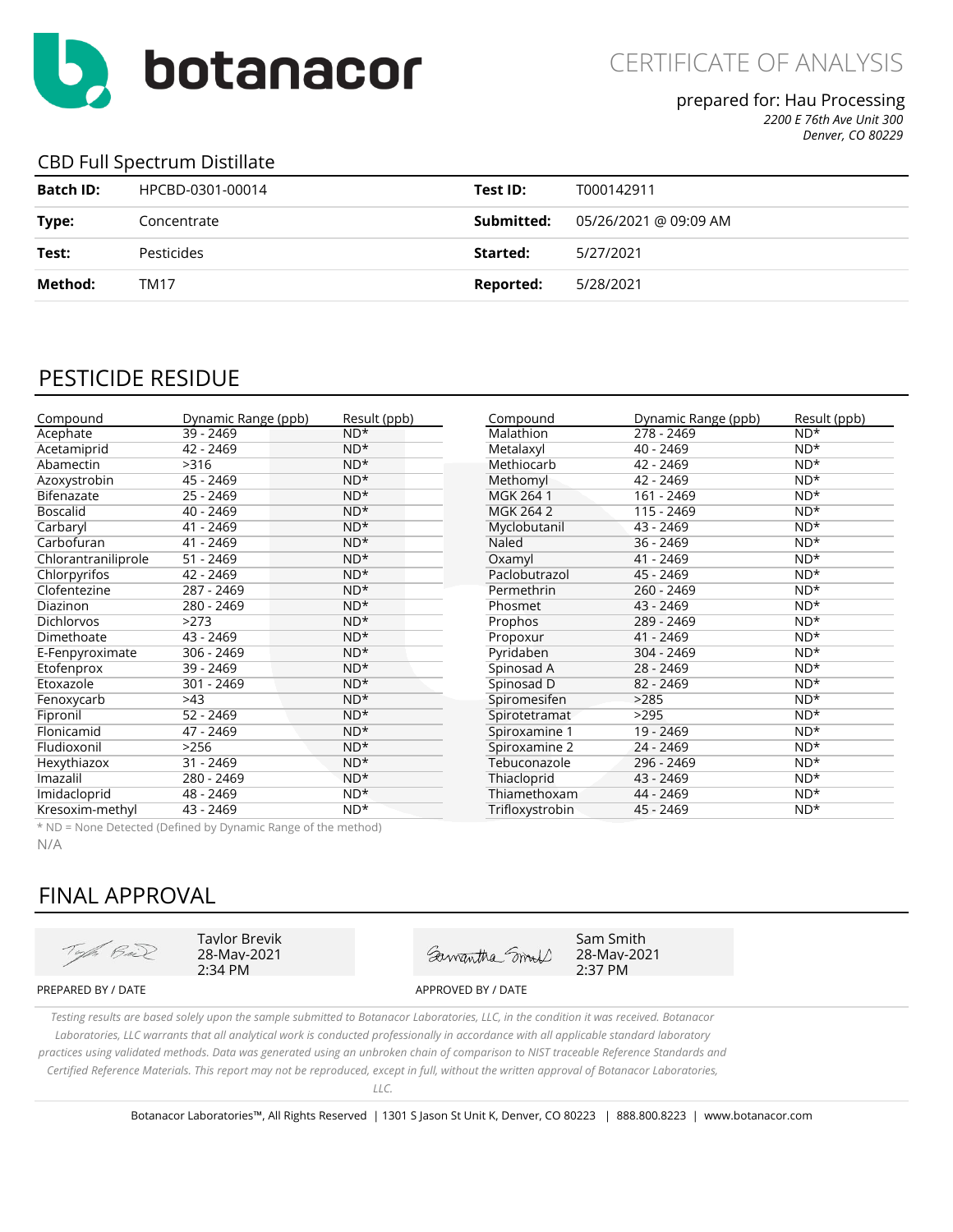# botanacor

CERTIFICATE OF ANALYSIS

prepared for: Hau Processing

*2200 E 76th Ave Unit 300*
*Denver, CO 80229*

## CBD Full Spectrum Distillate

| | | | |
|---|---|---|---|
| **Batch ID:** | HPCBD-0301-00014 | **Test ID:** | T000142911 |
| **Type:** | Concentrate | **Submitted:** | 05/26/2021 @ 09:09 AM |
| **Test:** | Pesticides | **Started:** | 5/27/2021 |
| **Method:** | TM17 | **Reported:** | 5/28/2021 |

## PESTICIDE RESIDUE

| Compound | Dynamic Range (ppb) | Result (ppb) |
|---|---|---|
| Acephate | 39 - 2469 | ND* |
| Acetamiprid | 42 - 2469 | ND* |
| Abamectin | >316 | ND* |
| Azoxystrobin | 45 - 2469 | ND* |
| Bifenazate | 25 - 2469 | ND* |
| Boscalid | 40 - 2469 | ND* |
| Carbaryl | 41 - 2469 | ND* |
| Carbofuran | 41 - 2469 | ND* |
| Chlorantraniliprole | 51 - 2469 | ND* |
| Chlorpyrifos | 42 - 2469 | ND* |
| Clofentezine | 287 - 2469 | ND* |
| Diazinon | 280 - 2469 | ND* |
| Dichlorvos | >273 | ND* |
| Dimethoate | 43 - 2469 | ND* |
| E-Fenpyroximate | 306 - 2469 | ND* |
| Etofenprox | 39 - 2469 | ND* |
| Etoxazole | 301 - 2469 | ND* |
| Fenoxycarb | >43 | ND* |
| Fipronil | 52 - 2469 | ND* |
| Flonicamid | 47 - 2469 | ND* |
| Fludioxonil | >256 | ND* |
| Hexythiazox | 31 - 2469 | ND* |
| Imazalil | 280 - 2469 | ND* |
| Imidacloprid | 48 - 2469 | ND* |
| Kresoxim-methyl | 43 - 2469 | ND* |
| Malathion | 278 - 2469 | ND* |
| Metalaxyl | 40 - 2469 | ND* |
| Methiocarb | 42 - 2469 | ND* |
| Methomyl | 42 - 2469 | ND* |
| MGK 264 1 | 161 - 2469 | ND* |
| MGK 264 2 | 115 - 2469 | ND* |
| Myclobutanil | 43 - 2469 | ND* |
| Naled | 36 - 2469 | ND* |
| Oxamyl | 41 - 2469 | ND* |
| Paclobutrazol | 45 - 2469 | ND* |
| Permethrin | 260 - 2469 | ND* |
| Phosmet | 43 - 2469 | ND* |
| Prophos | 289 - 2469 | ND* |
| Propoxur | 41 - 2469 | ND* |
| Pyridaben | 304 - 2469 | ND* |
| Spinosad A | 28 - 2469 | ND* |
| Spinosad D | 82 - 2469 | ND* |
| Spiromesifen | >285 | ND* |
| Spirotetramat | >295 | ND* |
| Spiroxamine 1 | 19 - 2469 | ND* |
| Spiroxamine 2 | 24 - 2469 | ND* |
| Tebuconazole | 296 - 2469 | ND* |
| Thiacloprid | 43 - 2469 | ND* |
| Thiamethoxam | 44 - 2469 | ND* |
| Trifloxystrobin | 45 - 2469 | ND* |

* ND = None Detected (Defined by Dynamic Range of the method)

N/A

## FINAL APPROVAL

Taylor Brevik
28-May-2021
2:34 PM

PREPARED BY / DATE

Sam Smith
28-May-2021
2:37 PM

APPROVED BY / DATE

*Testing results are based solely upon the sample submitted to Botanacor Laboratories, LLC, in the condition it was received. Botanacor Laboratories, LLC warrants that all analytical work is conducted professionally in accordance with all applicable standard laboratory practices using validated methods. Data was generated using an unbroken chain of comparison to NIST traceable Reference Standards and Certified Reference Materials. This report may not be reproduced, except in full, without the written approval of Botanacor Laboratories, LLC.*

Botanacor Laboratories™, All Rights Reserved | 1301 S Jason St Unit K, Denver, CO 80223 | 888.800.8223 | www.botanacor.com